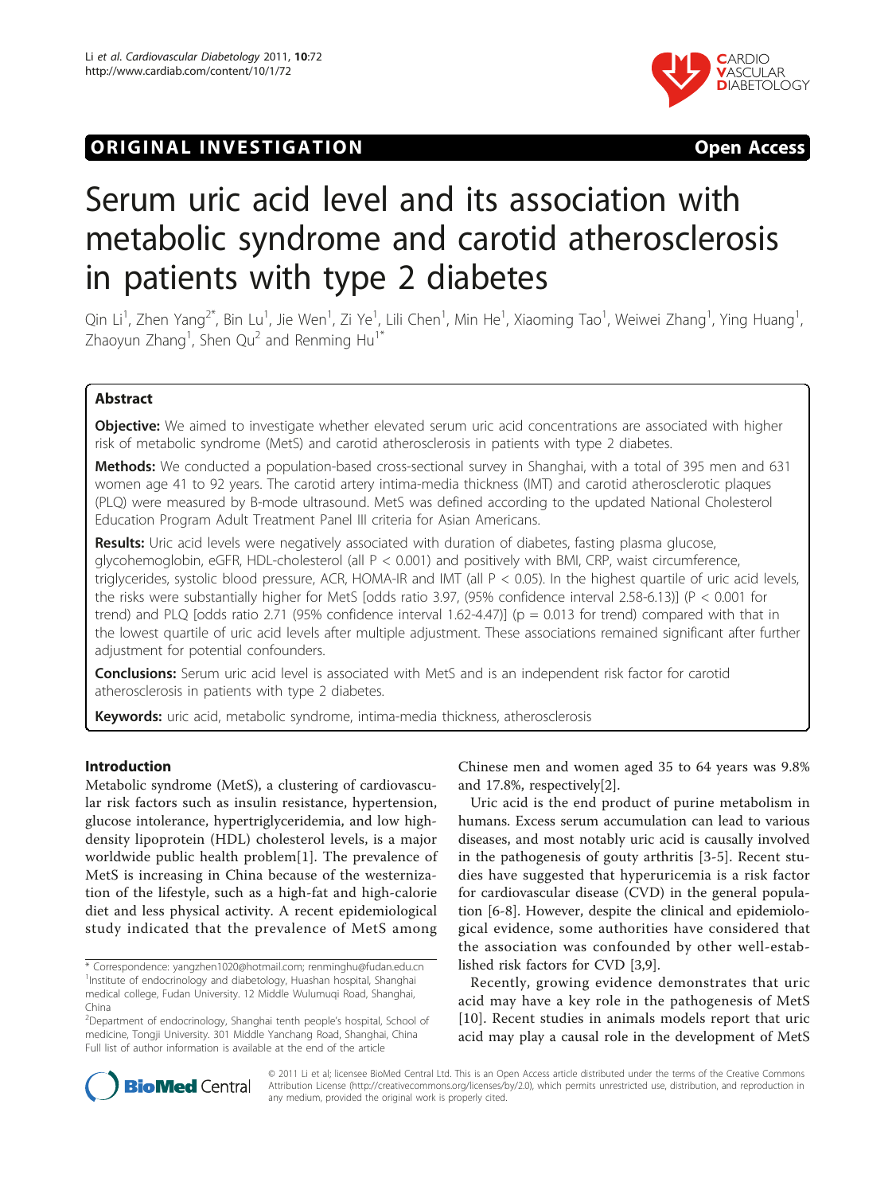ORIGINAL INVESTIGATION

Open Access

# Serum uric acid level and its association with metabolic syndrome and carotid atherosclerosis in patients with type 2 diabetes

Qin Li[1], Zhen Yang[2*], Bin Lu[1], Jie Wen[1], Zi Ye[1], Lili Chen[1], Min He[1], Xiaoming Tao[1], Weiwei Zhang[1], Ying Huang[1], Zhaoyun Zhang[1], Shen Qu[2] and Renming Hu[1*]

## Abstract

**Objective:** We aimed to investigate whether elevated serum uric acid concentrations are associated with higher risk of metabolic syndrome (MetS) and carotid atherosclerosis in patients with type 2 diabetes.

**Methods:** We conducted a population-based cross-sectional survey in Shanghai, with a total of 395 men and 631 women age 41 to 92 years. The carotid artery intima-media thickness (IMT) and carotid atherosclerotic plaques (PLQ) were measured by B-mode ultrasound. MetS was defined according to the updated National Cholesterol Education Program Adult Treatment Panel III criteria for Asian Americans.

**Results:** Uric acid levels were negatively associated with duration of diabetes, fasting plasma glucose, glycohemoglobin, eGFR, HDL-cholesterol (all $P < 0.001$) and positively with BMI, CRP, waist circumference, triglycerides, systolic blood pressure, ACR, HOMA-IR and IMT (all $P < 0.05$). In the highest quartile of uric acid levels, the risks were substantially higher for MetS [odds ratio 3.97, (95% confidence interval 2.58-6.13)] ($P < 0.001$ for trend) and PLQ [odds ratio 2.71 (95% confidence interval 1.62-4.47)] ($p = 0.013$ for trend) compared with that in the lowest quartile of uric acid levels after multiple adjustment. These associations remained significant after further adjustment for potential confounders.

**Conclusions:** Serum uric acid level is associated with MetS and is an independent risk factor for carotid atherosclerosis in patients with type 2 diabetes.

**Keywords:** uric acid, metabolic syndrome, intima-media thickness, atherosclerosis

## Introduction

Metabolic syndrome (MetS), a clustering of cardiovascular risk factors such as insulin resistance, hypertension, glucose intolerance, hypertriglyceridemia, and low high-density lipoprotein (HDL) cholesterol levels, is a major worldwide public health problem[1]. The prevalence of MetS is increasing in China because of the westernization of the lifestyle, such as a high-fat and high-calorie diet and less physical activity. A recent epidemiological study indicated that the prevalence of MetS among Chinese men and women aged 35 to 64 years was 9.8% and 17.8%, respectively[2].

Uric acid is the end product of purine metabolism in humans. Excess serum accumulation can lead to various diseases, and most notably uric acid is causally involved in the pathogenesis of gouty arthritis [3-5]. Recent studies have suggested that hyperuricemia is a risk factor for cardiovascular disease (CVD) in the general population [6-8]. However, despite the clinical and epidemiological evidence, some authorities have considered that the association was confounded by other well-established risk factors for CVD [3,9].

Recently, growing evidence demonstrates that uric acid may have a key role in the pathogenesis of MetS [10]. Recent studies in animals models report that uric acid may play a causal role in the development of MetS

\* Correspondence: yangzhen1020@hotmail.com; renminghu@fudan.edu.cn
[1]Institute of endocrinology and diabetology, Huashan hospital, Shanghai medical college, Fudan University. 12 Middle Wulumuqi Road, Shanghai, China
[2]Department of endocrinology, Shanghai tenth people's hospital, School of medicine, Tongji University. 301 Middle Yanchang Road, Shanghai, China
Full list of author information is available at the end of the article

© 2011 Li et al; licensee BioMed Central Ltd. This is an Open Access article distributed under the terms of the Creative Commons Attribution License (http://creativecommons.org/licenses/by/2.0), which permits unrestricted use, distribution, and reproduction in any medium, provided the original work is properly cited.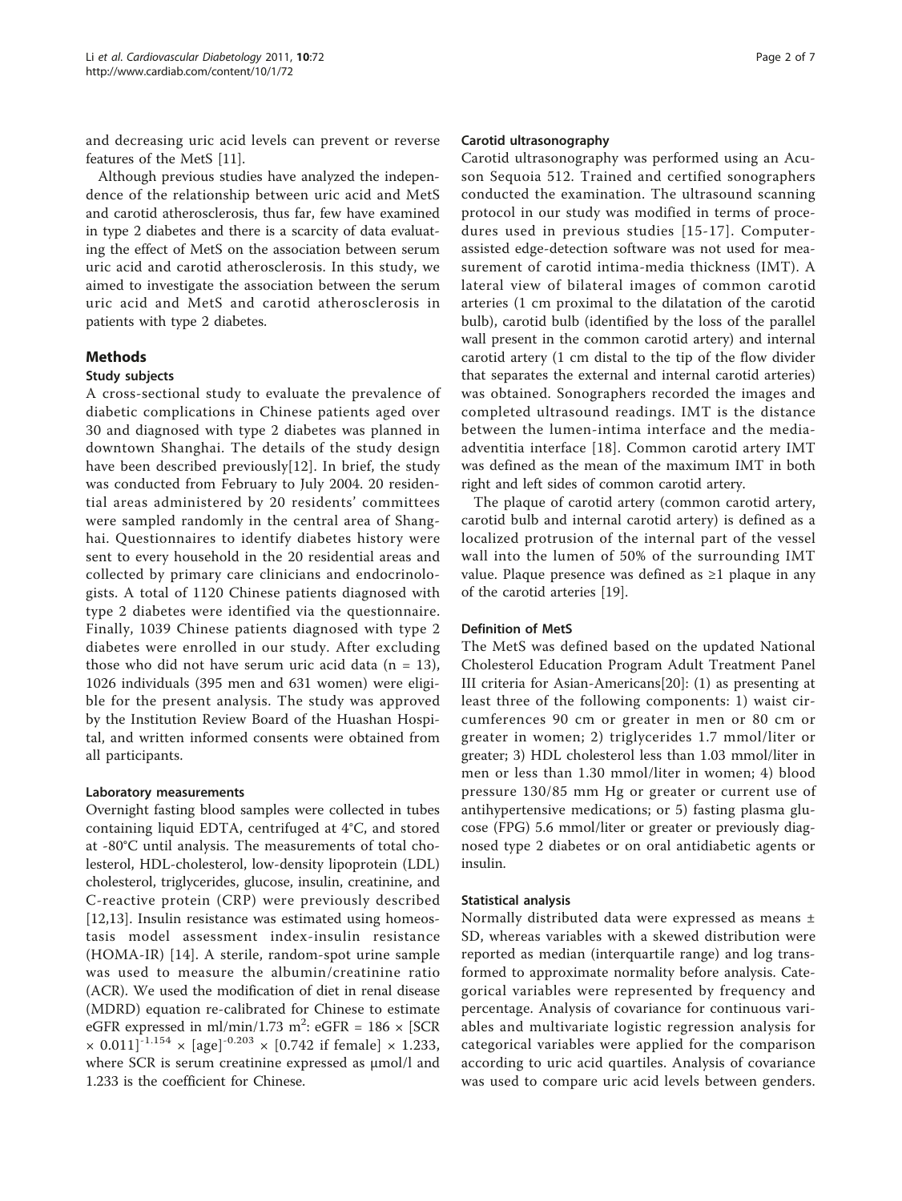and decreasing uric acid levels can prevent or reverse features of the MetS [11].

Although previous studies have analyzed the independence of the relationship between uric acid and MetS and carotid atherosclerosis, thus far, few have examined in type 2 diabetes and there is a scarcity of data evaluating the effect of MetS on the association between serum uric acid and carotid atherosclerosis. In this study, we aimed to investigate the association between the serum uric acid and MetS and carotid atherosclerosis in patients with type 2 diabetes.

## Methods

### Study subjects

A cross-sectional study to evaluate the prevalence of diabetic complications in Chinese patients aged over 30 and diagnosed with type 2 diabetes was planned in downtown Shanghai. The details of the study design have been described previously[12]. In brief, the study was conducted from February to July 2004. 20 residential areas administered by 20 residents' committees were sampled randomly in the central area of Shanghai. Questionnaires to identify diabetes history were sent to every household in the 20 residential areas and collected by primary care clinicians and endocrinologists. A total of 1120 Chinese patients diagnosed with type 2 diabetes were identified via the questionnaire. Finally, 1039 Chinese patients diagnosed with type 2 diabetes were enrolled in our study. After excluding those who did not have serum uric acid data (n = 13), 1026 individuals (395 men and 631 women) were eligible for the present analysis. The study was approved by the Institution Review Board of the Huashan Hospital, and written informed consents were obtained from all participants.

### Laboratory measurements

Overnight fasting blood samples were collected in tubes containing liquid EDTA, centrifuged at 4°C, and stored at -80°C until analysis. The measurements of total cholesterol, HDL-cholesterol, low-density lipoprotein (LDL) cholesterol, triglycerides, glucose, insulin, creatinine, and C-reactive protein (CRP) were previously described [12,13]. Insulin resistance was estimated using homeostasis model assessment index-insulin resistance (HOMA-IR) [14]. A sterile, random-spot urine sample was used to measure the albumin/creatinine ratio (ACR). We used the modification of diet in renal disease (MDRD) equation re-calibrated for Chinese to estimate eGFR expressed in ml/min/1.73 m$^2$: eGFR = $186 \times [\text{SCR} \times 0.011]^{-1.154} \times [\text{age}]^{-0.203} \times [0.742 \text{ if female}] \times 1.233$, where SCR is serum creatinine expressed as μmol/l and 1.233 is the coefficient for Chinese.

### Carotid ultrasonography

Carotid ultrasonography was performed using an Acuson Sequoia 512. Trained and certified sonographers conducted the examination. The ultrasound scanning protocol in our study was modified in terms of procedures used in previous studies [15-17]. Computer-assisted edge-detection software was not used for measurement of carotid intima-media thickness (IMT). A lateral view of bilateral images of common carotid arteries (1 cm proximal to the dilatation of the carotid bulb), carotid bulb (identified by the loss of the parallel wall present in the common carotid artery) and internal carotid artery (1 cm distal to the tip of the flow divider that separates the external and internal carotid arteries) was obtained. Sonographers recorded the images and completed ultrasound readings. IMT is the distance between the lumen-intima interface and the media-adventitia interface [18]. Common carotid artery IMT was defined as the mean of the maximum IMT in both right and left sides of common carotid artery.

The plaque of carotid artery (common carotid artery, carotid bulb and internal carotid artery) is defined as a localized protrusion of the internal part of the vessel wall into the lumen of 50% of the surrounding IMT value. Plaque presence was defined as ≥1 plaque in any of the carotid arteries [19].

### Definition of MetS

The MetS was defined based on the updated National Cholesterol Education Program Adult Treatment Panel III criteria for Asian-Americans[20]: (1) as presenting at least three of the following components: 1) waist circumferences 90 cm or greater in men or 80 cm or greater in women; 2) triglycerides 1.7 mmol/liter or greater; 3) HDL cholesterol less than 1.03 mmol/liter in men or less than 1.30 mmol/liter in women; 4) blood pressure 130/85 mm Hg or greater or current use of antihypertensive medications; or 5) fasting plasma glucose (FPG) 5.6 mmol/liter or greater or previously diagnosed type 2 diabetes or on oral antidiabetic agents or insulin.

### Statistical analysis

Normally distributed data were expressed as means ± SD, whereas variables with a skewed distribution were reported as median (interquartile range) and log transformed to approximate normality before analysis. Categorical variables were represented by frequency and percentage. Analysis of covariance for continuous variables and multivariate logistic regression analysis for categorical variables were applied for the comparison according to uric acid quartiles. Analysis of covariance was used to compare uric acid levels between genders.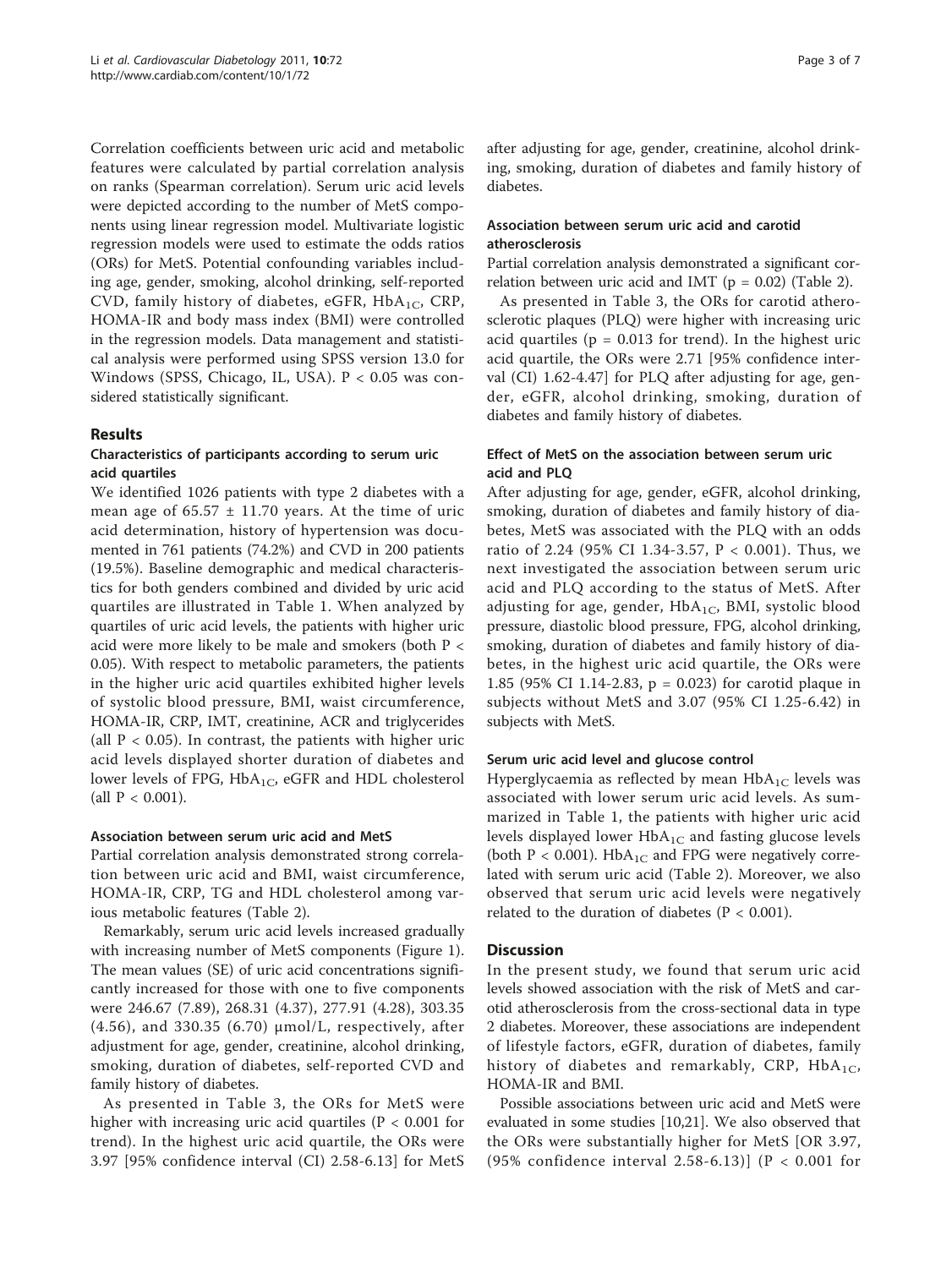Correlation coefficients between uric acid and metabolic features were calculated by partial correlation analysis on ranks (Spearman correlation). Serum uric acid levels were depicted according to the number of MetS components using linear regression model. Multivariate logistic regression models were used to estimate the odds ratios (ORs) for MetS. Potential confounding variables including age, gender, smoking, alcohol drinking, self-reported CVD, family history of diabetes, eGFR, $HbA_{1C}$, CRP, HOMA-IR and body mass index (BMI) were controlled in the regression models. Data management and statistical analysis were performed using SPSS version 13.0 for Windows (SPSS, Chicago, IL, USA). $P < 0.05$ was considered statistically significant.

## Results

### Characteristics of participants according to serum uric acid quartiles

We identified 1026 patients with type 2 diabetes with a mean age of $65.57 \pm 11.70$ years. At the time of uric acid determination, history of hypertension was documented in 761 patients (74.2%) and CVD in 200 patients (19.5%). Baseline demographic and medical characteristics for both genders combined and divided by uric acid quartiles are illustrated in Table 1. When analyzed by quartiles of uric acid levels, the patients with higher uric acid were more likely to be male and smokers (both $P < 0.05$). With respect to metabolic parameters, the patients in the higher uric acid quartiles exhibited higher levels of systolic blood pressure, BMI, waist circumference, HOMA-IR, CRP, IMT, creatinine, ACR and triglycerides (all $P < 0.05$). In contrast, the patients with higher uric acid levels displayed shorter duration of diabetes and lower levels of FPG, $HbA_{1C}$, eGFR and HDL cholesterol (all $P < 0.001$).

### Association between serum uric acid and MetS

Partial correlation analysis demonstrated strong correlation between uric acid and BMI, waist circumference, HOMA-IR, CRP, TG and HDL cholesterol among various metabolic features (Table 2).

Remarkably, serum uric acid levels increased gradually with increasing number of MetS components (Figure 1). The mean values (SE) of uric acid concentrations significantly increased for those with one to five components were 246.67 (7.89), 268.31 (4.37), 277.91 (4.28), 303.35 (4.56), and 330.35 (6.70) μmol/L, respectively, after adjustment for age, gender, creatinine, alcohol drinking, smoking, duration of diabetes, self-reported CVD and family history of diabetes.

As presented in Table 3, the ORs for MetS were higher with increasing uric acid quartiles ($P < 0.001$ for trend). In the highest uric acid quartile, the ORs were 3.97 [95% confidence interval (CI) 2.58-6.13] for MetS after adjusting for age, gender, creatinine, alcohol drinking, smoking, duration of diabetes and family history of diabetes.

### Association between serum uric acid and carotid atherosclerosis

Partial correlation analysis demonstrated a significant correlation between uric acid and IMT ($p = 0.02$) (Table 2).

As presented in Table 3, the ORs for carotid atherosclerotic plaques (PLQ) were higher with increasing uric acid quartiles ($p = 0.013$ for trend). In the highest uric acid quartile, the ORs were 2.71 [95% confidence interval (CI) 1.62-4.47] for PLQ after adjusting for age, gender, eGFR, alcohol drinking, smoking, duration of diabetes and family history of diabetes.

### Effect of MetS on the association between serum uric acid and PLQ

After adjusting for age, gender, eGFR, alcohol drinking, smoking, duration of diabetes and family history of diabetes, MetS was associated with the PLQ with an odds ratio of 2.24 (95% CI 1.34-3.57, $P < 0.001$). Thus, we next investigated the association between serum uric acid and PLQ according to the status of MetS. After adjusting for age, gender, $HbA_{1C}$, BMI, systolic blood pressure, diastolic blood pressure, FPG, alcohol drinking, smoking, duration of diabetes and family history of diabetes, in the highest uric acid quartile, the ORs were 1.85 (95% CI 1.14-2.83, $p = 0.023$) for carotid plaque in subjects without MetS and 3.07 (95% CI 1.25-6.42) in subjects with MetS.

### Serum uric acid level and glucose control

Hyperglycaemia as reflected by mean $HbA_{1C}$ levels was associated with lower serum uric acid levels. As summarized in Table 1, the patients with higher uric acid levels displayed lower $HbA_{1C}$ and fasting glucose levels (both $P < 0.001$). $HbA_{1C}$ and FPG were negatively correlated with serum uric acid (Table 2). Moreover, we also observed that serum uric acid levels were negatively related to the duration of diabetes ($P < 0.001$).

## Discussion

In the present study, we found that serum uric acid levels showed association with the risk of MetS and carotid atherosclerosis from the cross-sectional data in type 2 diabetes. Moreover, these associations are independent of lifestyle factors, eGFR, duration of diabetes, family history of diabetes and remarkably, CRP, $HbA_{1C}$, HOMA-IR and BMI.

Possible associations between uric acid and MetS were evaluated in some studies [10,21]. We also observed that the ORs were substantially higher for MetS [OR 3.97, (95% confidence interval 2.58-6.13)] ($P < 0.001$ for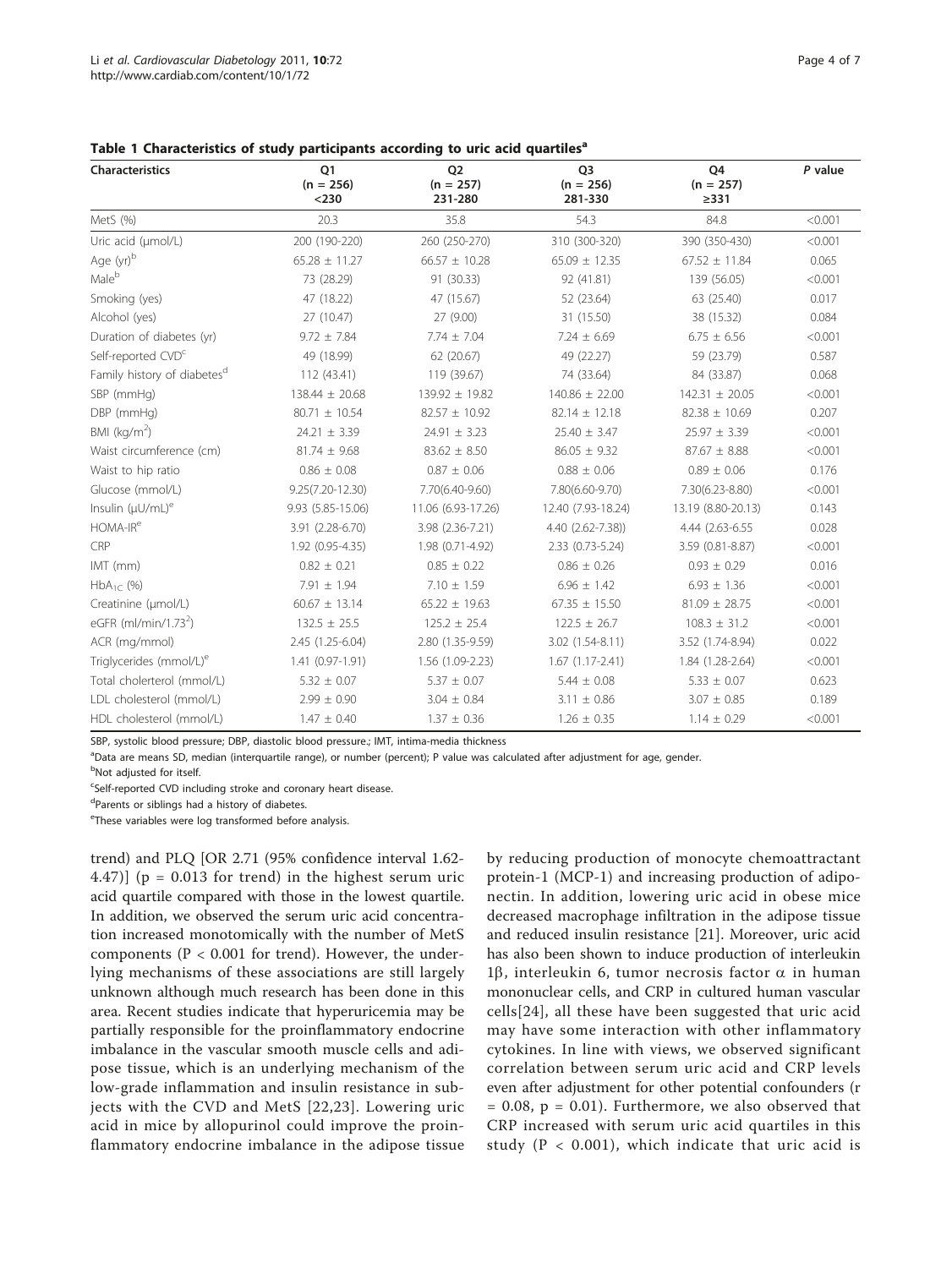**Table 1 Characteristics of study participants according to uric acid quartiles[a]**

| Characteristics | Q1 (n = 256) <230 | Q2 (n = 257) 231-280 | Q3 (n = 256) 281-330 | Q4 (n = 257) ≥331 | *P* value |
|---|---|---|---|---|---|
| MetS (%) | 20.3 | 35.8 | 54.3 | 84.8 | <0.001 |
| Uric acid (μmol/L) | 200 (190-220) | 260 (250-270) | 310 (300-320) | 390 (350-430) | <0.001 |
| Age (yr)[b] | 65.28 ± 11.27 | 66.57 ± 10.28 | 65.09 ± 12.35 | 67.52 ± 11.84 | 0.065 |
| Male[b] | 73 (28.29) | 91 (30.33) | 92 (41.81) | 139 (56.05) | <0.001 |
| Smoking (yes) | 47 (18.22) | 47 (15.67) | 52 (23.64) | 63 (25.40) | 0.017 |
| Alcohol (yes) | 27 (10.47) | 27 (9.00) | 31 (15.50) | 38 (15.32) | 0.084 |
| Duration of diabetes (yr) | 9.72 ± 7.84 | 7.74 ± 7.04 | 7.24 ± 6.69 | 6.75 ± 6.56 | <0.001 |
| Self-reported CVD[c] | 49 (18.99) | 62 (20.67) | 49 (22.27) | 59 (23.79) | 0.587 |
| Family history of diabetes[d] | 112 (43.41) | 119 (39.67) | 74 (33.64) | 84 (33.87) | 0.068 |
| SBP (mmHg) | 138.44 ± 20.68 | 139.92 ± 19.82 | 140.86 ± 22.00 | 142.31 ± 20.05 | <0.001 |
| DBP (mmHg) | 80.71 ± 10.54 | 82.57 ± 10.92 | 82.14 ± 12.18 | 82.38 ± 10.69 | 0.207 |
| BMI (kg/m$^2$) | 24.21 ± 3.39 | 24.91 ± 3.23 | 25.40 ± 3.47 | 25.97 ± 3.39 | <0.001 |
| Waist circumference (cm) | 81.74 ± 9.68 | 83.62 ± 8.50 | 86.05 ± 9.32 | 87.67 ± 8.88 | <0.001 |
| Waist to hip ratio | 0.86 ± 0.08 | 0.87 ± 0.06 | 0.88 ± 0.06 | 0.89 ± 0.06 | 0.176 |
| Glucose (mmol/L) | 9.25(7.20-12.30) | 7.70(6.40-9.60) | 7.80(6.60-9.70) | 7.30(6.23-8.80) | <0.001 |
| Insulin (μU/mL)[e] | 9.93 (5.85-15.06) | 11.06 (6.93-17.26) | 12.40 (7.93-18.24) | 13.19 (8.80-20.13) | 0.143 |
| HOMA-IR[e] | 3.91 (2.20-6.70) | 3.98 (2.36-7.21) | 4.40 (2.62-7.38)) | 4.44 (2.63-6.55 | 0.028 |
| CRP | 1.92 (0.95-4.35) | 1.98 (0.71-4.92) | 2.33 (0.73-5.24) | 3.59 (0.81-8.87) | <0.001 |
| IMT (mm) | 0.82 ± 0.21 | 0.85 ± 0.22 | 0.86 ± 0.26 | 0.93 ± 0.29 | 0.016 |
| $HbA_{1C}$ (%) | 7.91 ± 1.94 | 7.10 ± 1.59 | 6.96 ± 1.42 | 6.93 ± 1.36 | <0.001 |
| Creatinine (μmol/L) | 60.67 ± 13.14 | 65.22 ± 19.63 | 67.35 ± 15.50 | 81.09 ± 28.75 | <0.001 |
| eGFR (ml/min/1.73$^2$) | 132.5 ± 25.5 | 125.2 ± 25.4 | 122.5 ± 26.7 | 108.3 ± 31.2 | <0.001 |
| ACR (mg/mmol) | 2.45 (1.25-6.04) | 2.80 (1.35-9.59) | 3.02 (1.54-8.11) | 3.52 (1.74-8.94) | 0.022 |
| Triglycerides (mmol/L)[e] | 1.41 (0.97-1.91) | 1.56 (1.09-2.23) | 1.67 (1.17-2.41) | 1.84 (1.28-2.64) | <0.001 |
| Total cholerterol (mmol/L) | 5.32 ± 0.07 | 5.37 ± 0.07 | 5.44 ± 0.08 | 5.33 ± 0.07 | 0.623 |
| LDL cholesterol (mmol/L) | 2.99 ± 0.90 | 3.04 ± 0.84 | 3.11 ± 0.86 | 3.07 ± 0.85 | 0.189 |
| HDL cholesterol (mmol/L) | 1.47 ± 0.40 | 1.37 ± 0.36 | 1.26 ± 0.35 | 1.14 ± 0.29 | <0.001 |

SBP, systolic blood pressure; DBP, diastolic blood pressure.; IMT, intima-media thickness

[a]Data are means SD, median (interquartile range), or number (percent); P value was calculated after adjustment for age, gender.

[b]Not adjusted for itself.

[c]Self-reported CVD including stroke and coronary heart disease.

[d]Parents or siblings had a history of diabetes.

[e]These variables were log transformed before analysis.

trend) and PLQ [OR 2.71 (95% confidence interval 1.62-4.47)] (p = 0.013 for trend) in the highest serum uric acid quartile compared with those in the lowest quartile. In addition, we observed the serum uric acid concentration increased monotomically with the number of MetS components (P < 0.001 for trend). However, the underlying mechanisms of these associations are still largely unknown although much research has been done in this area. Recent studies indicate that hyperuricemia may be partially responsible for the proinflammatory endocrine imbalance in the vascular smooth muscle cells and adipose tissue, which is an underlying mechanism of the low-grade inflammation and insulin resistance in subjects with the CVD and MetS [22,23]. Lowering uric acid in mice by allopurinol could improve the proinflammatory endocrine imbalance in the adipose tissue by reducing production of monocyte chemoattractant protein-1 (MCP-1) and increasing production of adiponectin. In addition, lowering uric acid in obese mice decreased macrophage infiltration in the adipose tissue and reduced insulin resistance [21]. Moreover, uric acid has also been shown to induce production of interleukin 1β, interleukin 6, tumor necrosis factor α in human mononuclear cells, and CRP in cultured human vascular cells[24], all these have been suggested that uric acid may have some interaction with other inflammatory cytokines. In line with views, we observed significant correlation between serum uric acid and CRP levels even after adjustment for other potential confounders (r = 0.08, p = 0.01). Furthermore, we also observed that CRP increased with serum uric acid quartiles in this study (P < 0.001), which indicate that uric acid is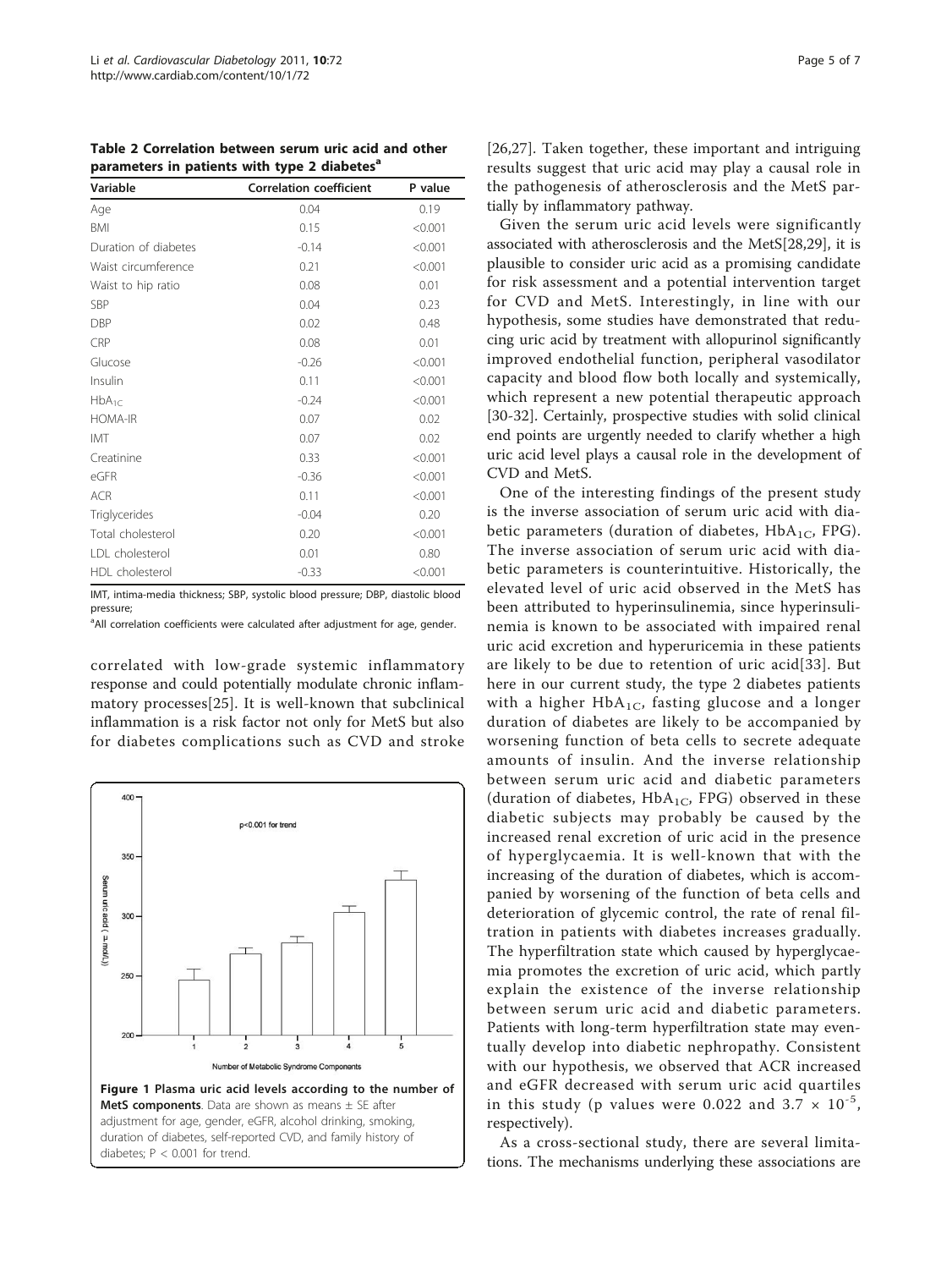**Table 2 Correlation between serum uric acid and other parameters in patients with type 2 diabetes[a]**

| Variable | Correlation coefficient | P value |
| --- | --- | --- |
| Age | 0.04 | 0.19 |
| BMI | 0.15 | <0.001 |
| Duration of diabetes | -0.14 | <0.001 |
| Waist circumference | 0.21 | <0.001 |
| Waist to hip ratio | 0.08 | 0.01 |
| SBP | 0.04 | 0.23 |
| DBP | 0.02 | 0.48 |
| CRP | 0.08 | 0.01 |
| Glucose | -0.26 | <0.001 |
| Insulin | 0.11 | <0.001 |
| $HbA_{1C}$ | -0.24 | <0.001 |
| HOMA-IR | 0.07 | 0.02 |
| IMT | 0.07 | 0.02 |
| Creatinine | 0.33 | <0.001 |
| eGFR | -0.36 | <0.001 |
| ACR | 0.11 | <0.001 |
| Triglycerides | -0.04 | 0.20 |
| Total cholesterol | 0.20 | <0.001 |
| LDL cholesterol | 0.01 | 0.80 |
| HDL cholesterol | -0.33 | <0.001 |

IMT, intima-media thickness; SBP, systolic blood pressure; DBP, diastolic blood pressure;

[a]All correlation coefficients were calculated after adjustment for age, gender.

correlated with low-grade systemic inflammatory response and could potentially modulate chronic inflammatory processes[25]. It is well-known that subclinical inflammation is a risk factor not only for MetS but also for diabetes complications such as CVD and stroke [26,27]. Taken together, these important and intriguing results suggest that uric acid may play a causal role in the pathogenesis of atherosclerosis and the MetS partially by inflammatory pathway.

**Figure 1 Plasma uric acid levels according to the number of MetS components**. Data are shown as means ± SE after adjustment for age, gender, eGFR, alcohol drinking, smoking, duration of diabetes, self-reported CVD, and family history of diabetes; P < 0.001 for trend.

Given the serum uric acid levels were significantly associated with atherosclerosis and the MetS[28,29], it is plausible to consider uric acid as a promising candidate for risk assessment and a potential intervention target for CVD and MetS. Interestingly, in line with our hypothesis, some studies have demonstrated that reducing uric acid by treatment with allopurinol significantly improved endothelial function, peripheral vasodilator capacity and blood flow both locally and systemically, which represent a new potential therapeutic approach [30-32]. Certainly, prospective studies with solid clinical end points are urgently needed to clarify whether a high uric acid level plays a causal role in the development of CVD and MetS.

One of the interesting findings of the present study is the inverse association of serum uric acid with diabetic parameters (duration of diabetes, $HbA_{1C}$, FPG). The inverse association of serum uric acid with diabetic parameters is counterintuitive. Historically, the elevated level of uric acid observed in the MetS has been attributed to hyperinsulinemia, since hyperinsulinemia is known to be associated with impaired renal uric acid excretion and hyperuricemia in these patients are likely to be due to retention of uric acid[33]. But here in our current study, the type 2 diabetes patients with a higher $HbA_{1C}$, fasting glucose and a longer duration of diabetes are likely to be accompanied by worsening function of beta cells to secrete adequate amounts of insulin. And the inverse relationship between serum uric acid and diabetic parameters (duration of diabetes, $HbA_{1C}$, FPG) observed in these diabetic subjects may probably be caused by the increased renal excretion of uric acid in the presence of hyperglycaemia. It is well-known that with the increasing of the duration of diabetes, which is accompanied by worsening of the function of beta cells and deterioration of glycemic control, the rate of renal filtration in patients with diabetes increases gradually. The hyperfiltration state which caused by hyperglycaemia promotes the excretion of uric acid, which partly explain the existence of the inverse relationship between serum uric acid and diabetic parameters. Patients with long-term hyperfiltration state may eventually develop into diabetic nephropathy. Consistent with our hypothesis, we observed that ACR increased and eGFR decreased with serum uric acid quartiles in this study (p values were 0.022 and $3.7 \times 10^{-5}$, respectively).

As a cross-sectional study, there are several limitations. The mechanisms underlying these associations are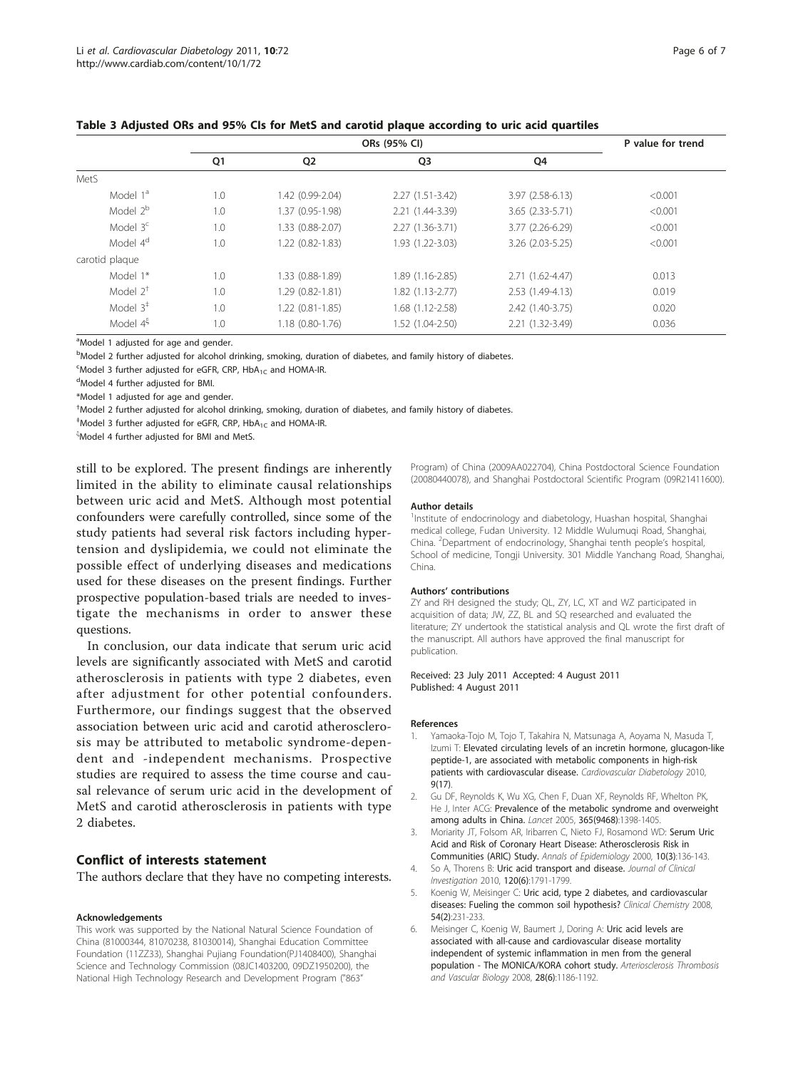**Table 3 Adjusted ORs and 95% CIs for MetS and carotid plaque according to uric acid quartiles**

| | ORs (95% CI) | | | | P value for trend |
|---|---|---|---|---|---|
| | Q1 | Q2 | Q3 | Q4 | |
| MetS | | | | | |
| Model 1[a] | 1.0 | 1.42 (0.99-2.04) | 2.27 (1.51-3.42) | 3.97 (2.58-6.13) | <0.001 |
| Model 2[b] | 1.0 | 1.37 (0.95-1.98) | 2.21 (1.44-3.39) | 3.65 (2.33-5.71) | <0.001 |
| Model 3[c] | 1.0 | 1.33 (0.88-2.07) | 2.27 (1.36-3.71) | 3.77 (2.26-6.29) | <0.001 |
| Model 4[d] | 1.0 | 1.22 (0.82-1.83) | 1.93 (1.22-3.03) | 3.26 (2.03-5.25) | <0.001 |
| carotid plaque | | | | | |
| Model 1* | 1.0 | 1.33 (0.88-1.89) | 1.89 (1.16-2.85) | 2.71 (1.62-4.47) | 0.013 |
| Model 2[†] | 1.0 | 1.29 (0.82-1.81) | 1.82 (1.13-2.77) | 2.53 (1.49-4.13) | 0.019 |
| Model 3[‡] | 1.0 | 1.22 (0.81-1.85) | 1.68 (1.12-2.58) | 2.42 (1.40-3.75) | 0.020 |
| Model 4[§] | 1.0 | 1.18 (0.80-1.76) | 1.52 (1.04-2.50) | 2.21 (1.32-3.49) | 0.036 |

[a]Model 1 adjusted for age and gender.

[b]Model 2 further adjusted for alcohol drinking, smoking, duration of diabetes, and family history of diabetes.

[c]Model 3 further adjusted for eGFR, CRP, $HbA_{1C}$ and HOMA-IR.

[d]Model 4 further adjusted for BMI.

*Model 1 adjusted for age and gender.

[†]Model 2 further adjusted for alcohol drinking, smoking, duration of diabetes, and family history of diabetes.

[‡]Model 3 further adjusted for eGFR, CRP, $HbA_{1C}$ and HOMA-IR.

[§]Model 4 further adjusted for BMI and MetS.

still to be explored. The present findings are inherently limited in the ability to eliminate causal relationships between uric acid and MetS. Although most potential confounders were carefully controlled, since some of the study patients had several risk factors including hypertension and dyslipidemia, we could not eliminate the possible effect of underlying diseases and medications used for these diseases on the present findings. Further prospective population-based trials are needed to investigate the mechanisms in order to answer these questions.

In conclusion, our data indicate that serum uric acid levels are significantly associated with MetS and carotid atherosclerosis in patients with type 2 diabetes, even after adjustment for other potential confounders. Furthermore, our findings suggest that the observed association between uric acid and carotid atherosclerosis may be attributed to metabolic syndrome-dependent and -independent mechanisms. Prospective studies are required to assess the time course and causal relevance of serum uric acid in the development of MetS and carotid atherosclerosis in patients with type 2 diabetes.

## Conflict of interests statement

The authors declare that they have no competing interests.

#### Acknowledgements

This work was supported by the National Natural Science Foundation of China (81000344, 81070238, 81030014), Shanghai Education Committee Foundation (11ZZ33), Shanghai Pujiang Foundation(PJ1408400), Shanghai Science and Technology Commission (08JC1403200, 09DZ1950200), the National High Technology Research and Development Program ("863" Program) of China (2009AA022704), China Postdoctoral Science Foundation (20080440078), and Shanghai Postdoctoral Scientific Program (09R21411600).

#### Author details

[1]Institute of endocrinology and diabetology, Huashan hospital, Shanghai medical college, Fudan University. 12 Middle Wulumuqi Road, Shanghai, China. [2]Department of endocrinology, Shanghai tenth people's hospital, School of medicine, Tongji University. 301 Middle Yanchang Road, Shanghai, China.

#### Authors' contributions

ZY and RH designed the study; QL, ZY, LC, XT and WZ participated in acquisition of data; JW, ZZ, BL and SQ researched and evaluated the literature; ZY undertook the statistical analysis and QL wrote the first draft of the manuscript. All authors have approved the final manuscript for publication.

Received: 23 July 2011 Accepted: 4 August 2011
Published: 4 August 2011

#### References

1. Yamaoka-Tojo M, Tojo T, Takahira N, Matsunaga A, Aoyama N, Masuda T, Izumi T: **Elevated circulating levels of an incretin hormone, glucagon-like peptide-1, are associated with metabolic components in high-risk patients with cardiovascular disease.** *Cardiovascular Diabetology* 2010, **9(17)**.
2. Gu DF, Reynolds K, Wu XG, Chen F, Duan XF, Reynolds RF, Whelton PK, He J, Inter ACG: **Prevalence of the metabolic syndrome and overweight among adults in China.** *Lancet* 2005, **365(9468)**:1398-1405.
3. Moriarity JT, Folsom AR, Iribarren C, Nieto FJ, Rosamond WD: **Serum Uric Acid and Risk of Coronary Heart Disease: Atherosclerosis Risk in Communities (ARIC) Study.** *Annals of Epidemiology* 2000, **10(3)**:136-143.
4. So A, Thorens B: **Uric acid transport and disease.** *Journal of Clinical Investigation* 2010, **120(6)**:1791-1799.
5. Koenig W, Meisinger C: **Uric acid, type 2 diabetes, and cardiovascular diseases: Fueling the common soil hypothesis?** *Clinical Chemistry* 2008, **54(2)**:231-233.
6. Meisinger C, Koenig W, Baumert J, Doring A: **Uric acid levels are associated with all-cause and cardiovascular disease mortality independent of systemic inflammation in men from the general population - The MONICA/KORA cohort study.** *Arteriosclerosis Thrombosis and Vascular Biology* 2008, **28(6)**:1186-1192.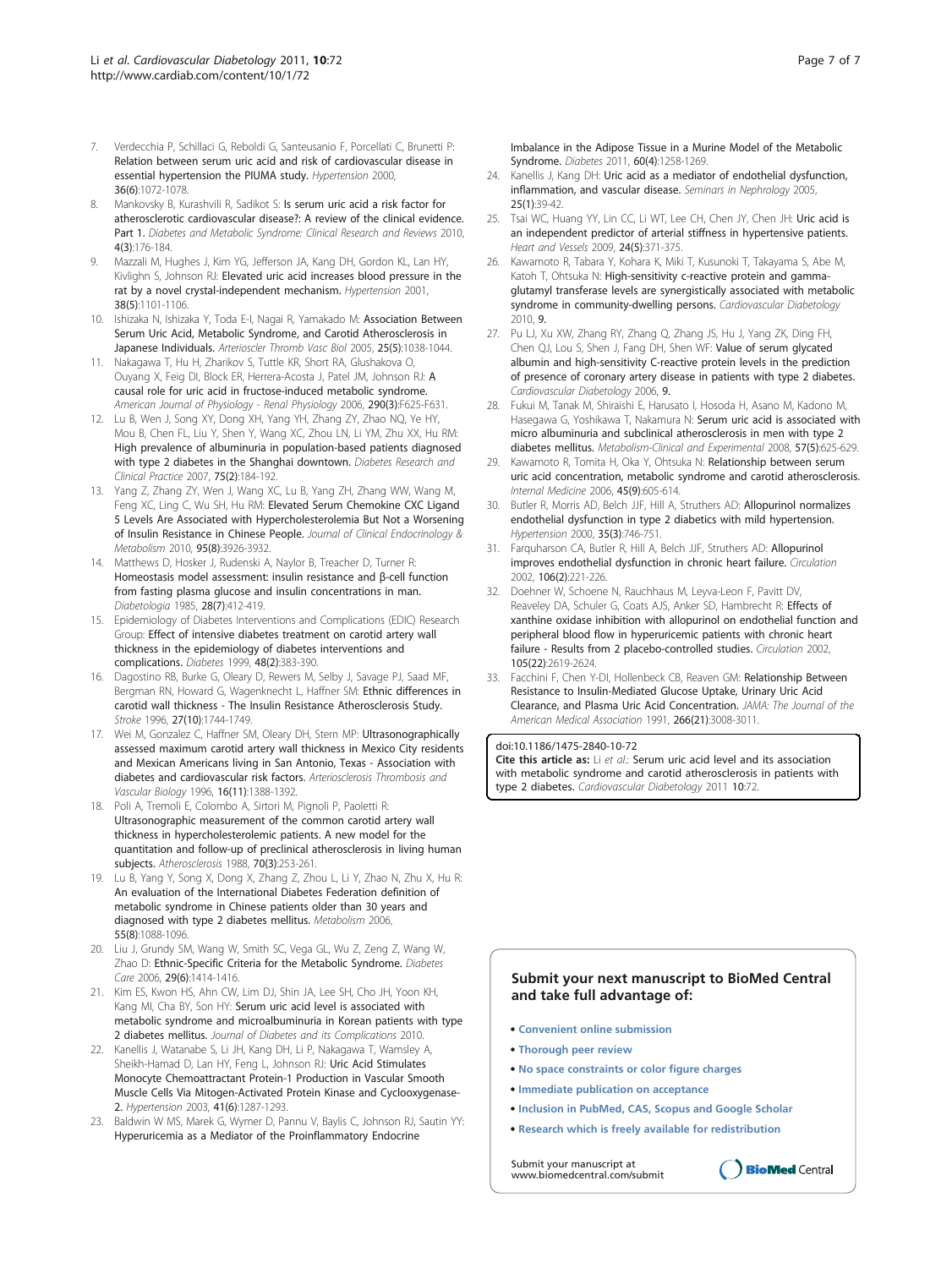7. Verdecchia P, Schillaci G, Reboldi G, Santeusanio F, Porcellati C, Brunetti P: **Relation between serum uric acid and risk of cardiovascular disease in essential hypertension the PIUMA study.** *Hypertension* 2000, **36(6)**:1072-1078.
8. Mankovsky B, Kurashvili R, Sadikot S: **Is serum uric acid a risk factor for atherosclerotic cardiovascular disease?: A review of the clinical evidence. Part 1.** *Diabetes and Metabolic Syndrome: Clinical Research and Reviews* 2010, **4(3)**:176-184.
9. Mazzali M, Hughes J, Kim YG, Jefferson JA, Kang DH, Gordon KL, Lan HY, Kivlighn S, Johnson RJ: **Elevated uric acid increases blood pressure in the rat by a novel crystal-independent mechanism.** *Hypertension* 2001, **38(5)**:1101-1106.
10. Ishizaka N, Ishizaka Y, Toda E-I, Nagai R, Yamakado M: **Association Between Serum Uric Acid, Metabolic Syndrome, and Carotid Atherosclerosis in Japanese Individuals.** *Arterioscler Thromb Vasc Biol* 2005, **25(5)**:1038-1044.
11. Nakagawa T, Hu H, Zharikov S, Tuttle KR, Short RA, Glushakova O, Ouyang X, Feig DI, Block ER, Herrera-Acosta J, Patel JM, Johnson RJ: **A causal role for uric acid in fructose-induced metabolic syndrome.** *American Journal of Physiology - Renal Physiology* 2006, **290(3)**:F625-F631.
12. Lu B, Wen J, Song XY, Dong XH, Yang YH, Zhang ZY, Zhao NQ, Ye HY, Mou B, Chen FL, Liu Y, Shen Y, Wang XC, Zhou LN, Li YM, Zhu XX, Hu RM: **High prevalence of albuminuria in population-based patients diagnosed with type 2 diabetes in the Shanghai downtown.** *Diabetes Research and Clinical Practice* 2007, **75(2)**:184-192.
13. Yang Z, Zhang ZY, Wen J, Wang XC, Lu B, Yang ZH, Zhang WW, Wang M, Feng XC, Ling C, Wu SH, Hu RM: **Elevated Serum Chemokine CXC Ligand 5 Levels Are Associated with Hypercholesterolemia But Not a Worsening of Insulin Resistance in Chinese People.** *Journal of Clinical Endocrinology & Metabolism* 2010, **95(8)**:3926-3932.
14. Matthews D, Hosker J, Rudenski A, Naylor B, Treacher D, Turner R: **Homeostasis model assessment: insulin resistance and β-cell function from fasting plasma glucose and insulin concentrations in man.** *Diabetologia* 1985, **28(7)**:412-419.
15. Epidemiology of Diabetes Interventions and Complications (EDIC) Research Group: **Effect of intensive diabetes treatment on carotid artery wall thickness in the epidemiology of diabetes interventions and complications.** *Diabetes* 1999, **48(2)**:383-390.
16. Dagostino RB, Burke G, Oleary D, Rewers M, Selby J, Savage PJ, Saad MF, Bergman RN, Howard G, Wagenknecht L, Haffner SM: **Ethnic differences in carotid wall thickness - The Insulin Resistance Atherosclerosis Study.** *Stroke* 1996, **27(10)**:1744-1749.
17. Wei M, Gonzalez C, Haffner SM, Oleary DH, Stern MP: **Ultrasonographically assessed maximum carotid artery wall thickness in Mexico City residents and Mexican Americans living in San Antonio, Texas - Association with diabetes and cardiovascular risk factors.** *Arteriosclerosis Thrombosis and Vascular Biology* 1996, **16(11)**:1388-1392.
18. Poli A, Tremoli E, Colombo A, Sirtori M, Pignoli P, Paoletti R: **Ultrasonographic measurement of the common carotid artery wall thickness in hypercholesterolemic patients. A new model for the quantitation and follow-up of preclinical atherosclerosis in living human subjects.** *Atherosclerosis* 1988, **70(3)**:253-261.
19. Lu B, Yang Y, Song X, Dong X, Zhang Z, Zhou L, Li Y, Zhao N, Zhu X, Hu R: **An evaluation of the International Diabetes Federation definition of metabolic syndrome in Chinese patients older than 30 years and diagnosed with type 2 diabetes mellitus.** *Metabolism* 2006, **55(8)**:1088-1096.
20. Liu J, Grundy SM, Wang W, Smith SC, Vega GL, Wu Z, Zeng Z, Wang W, Zhao D: **Ethnic-Specific Criteria for the Metabolic Syndrome.** *Diabetes Care* 2006, **29(6)**:1414-1416.
21. Kim ES, Kwon HS, Ahn CW, Lim DJ, Shin JA, Lee SH, Cho JH, Yoon KH, Kang MI, Cha BY, Son HY: **Serum uric acid level is associated with metabolic syndrome and microalbuminuria in Korean patients with type 2 diabetes mellitus.** *Journal of Diabetes and its Complications* 2010.
22. Kanellis J, Watanabe S, Li JH, Kang DH, Li P, Nakagawa T, Wamsley A, Sheikh-Hamad D, Lan HY, Feng L, Johnson RJ: **Uric Acid Stimulates Monocyte Chemoattractant Protein-1 Production in Vascular Smooth Muscle Cells Via Mitogen-Activated Protein Kinase and Cyclooxygenase-2.** *Hypertension* 2003, **41(6)**:1287-1293.
23. Baldwin W MS, Marek G, Wymer D, Pannu V, Baylis C, Johnson RJ, Sautin YY: **Hyperuricemia as a Mediator of the Proinflammatory Endocrine Imbalance in the Adipose Tissue in a Murine Model of the Metabolic Syndrome.** *Diabetes* 2011, **60(4)**:1258-1269.
24. Kanellis J, Kang DH: **Uric acid as a mediator of endothelial dysfunction, inflammation, and vascular disease.** *Seminars in Nephrology* 2005, **25(1)**:39-42.
25. Tsai WC, Huang YY, Lin CC, Li WT, Lee CH, Chen JY, Chen JH: **Uric acid is an independent predictor of arterial stiffness in hypertensive patients.** *Heart and Vessels* 2009, **24(5)**:371-375.
26. Kawamoto R, Tabara Y, Kohara K, Miki T, Kusunoki T, Takayama S, Abe M, Katoh T, Ohtsuka N: **High-sensitivity c-reactive protein and gamma-glutamyl transferase levels are synergistically associated with metabolic syndrome in community-dwelling persons.** *Cardiovascular Diabetology* 2010, **9**.
27. Pu LJ, Xu XW, Zhang RY, Zhang Q, Zhang JS, Hu J, Yang ZK, Ding FH, Chen QJ, Lou S, Shen J, Fang DH, Shen WF: **Value of serum glycated albumin and high-sensitivity C-reactive protein levels in the prediction of presence of coronary artery disease in patients with type 2 diabetes.** *Cardiovascular Diabetology* 2006, **9**.
28. Fukui M, Tanak M, Shiraishi E, Harusato I, Hosoda H, Asano M, Kadono M, Hasegawa G, Yoshikawa T, Nakamura N: **Serum uric acid is associated with micro albuminuria and subclinical atherosclerosis in men with type 2 diabetes mellitus.** *Metabolism-Clinical and Experimental* 2008, **57(5)**:625-629.
29. Kawamoto R, Tomita H, Oka Y, Ohtsuka N: **Relationship between serum uric acid concentration, metabolic syndrome and carotid atherosclerosis.** *Internal Medicine* 2006, **45(9)**:605-614.
30. Butler R, Morris AD, Belch JJF, Hill A, Struthers AD: **Allopurinol normalizes endothelial dysfunction in type 2 diabetics with mild hypertension.** *Hypertension* 2000, **35(3)**:746-751.
31. Farquharson CA, Butler R, Hill A, Belch JJF, Struthers AD: **Allopurinol improves endothelial dysfunction in chronic heart failure.** *Circulation* 2002, **106(2)**:221-226.
32. Doehner W, Schoene N, Rauchhaus M, Leyva-Leon F, Pavitt DV, Reaveley DA, Schuler G, Coats AJS, Anker SD, Hambrecht R: **Effects of xanthine oxidase inhibition with allopurinol on endothelial function and peripheral blood flow in hyperuricemic patients with chronic heart failure - Results from 2 placebo-controlled studies.** *Circulation* 2002, **105(22)**:2619-2624.
33. Facchini F, Chen Y-DI, Hollenbeck CB, Reaven GM: **Relationship Between Resistance to Insulin-Mediated Glucose Uptake, Urinary Uric Acid Clearance, and Plasma Uric Acid Concentration.** *JAMA: The Journal of the American Medical Association* 1991, **266(21)**:3008-3011.

doi:10.1186/1475-2840-10-72

**Cite this article as:** Li *et al.*: Serum uric acid level and its association with metabolic syndrome and carotid atherosclerosis in patients with type 2 diabetes. *Cardiovascular Diabetology* 2011 **10**:72.

**Submit your next manuscript to BioMed Central and take full advantage of:**

- **Convenient online submission**
- **Thorough peer review**
- **No space constraints or color figure charges**
- **Immediate publication on acceptance**
- **Inclusion in PubMed, CAS, Scopus and Google Scholar**
- **Research which is freely available for redistribution**

Submit your manuscript at www.biomedcentral.com/submit

BioMed Central